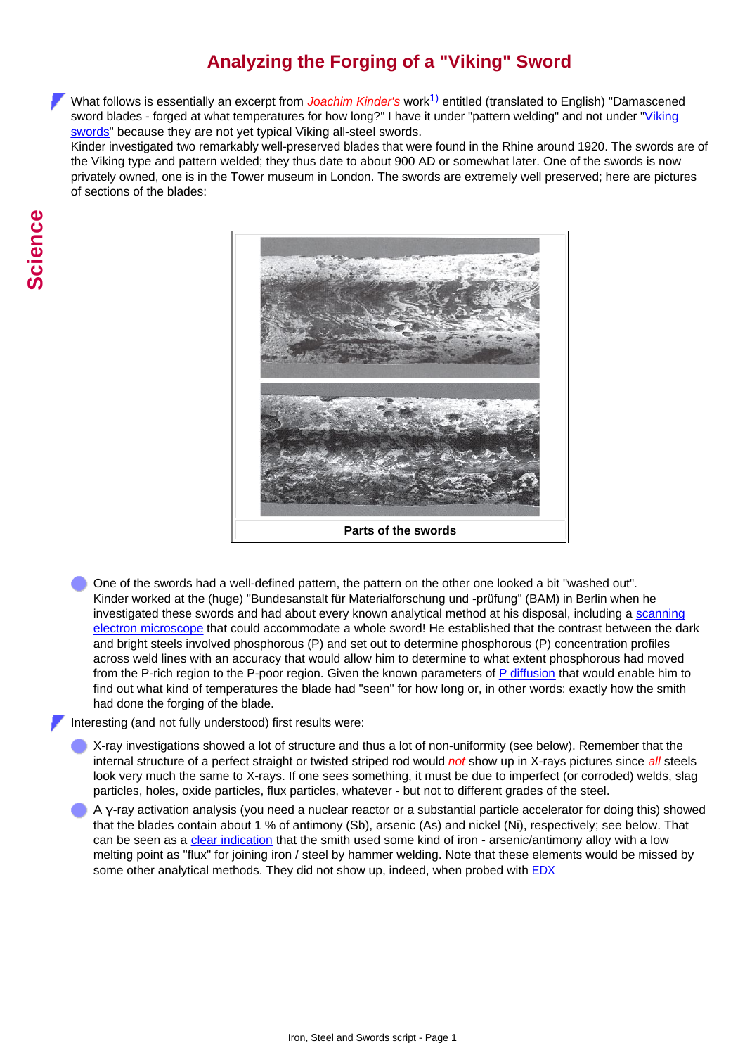# Analyzing the Forging of a "Viking" Sword

What follows is essentially an excerpt from *Joachim Kinder's* work[1] entitled (translated to English) "Damascened sword blades - forged at what temperatures for how long?" I have it under "pattern welding" and not under "Viking swords" because they are not yet typical Viking all-steel swords.
Kinder investigated two remarkably well-preserved blades that were found in the Rhine around 1920. The swords are of the Viking type and pattern welded; they thus date to about 900 AD or somewhat later. One of the swords is now privately owned, one is in the Tower museum in London. The swords are extremely well preserved; here are pictures of sections of the blades:

**Parts of the swords**

- One of the swords had a well-defined pattern, the pattern on the other one looked a bit "washed out". Kinder worked at the (huge) "Bundesanstalt für Materialforschung und -prüfung" (BAM) in Berlin when he investigated these swords and had about every known analytical method at his disposal, including a scanning electron microscope that could accommodate a whole sword! He established that the contrast between the dark and bright steels involved phosphorous (P) and set out to determine phosphorous (P) concentration profiles across weld lines with an accuracy that would allow him to determine to what extent phosphorous had moved from the P-rich region to the P-poor region. Given the known parameters of P diffusion that would enable him to find out what kind of temperatures the blade had "seen" for how long or, in other words: exactly how the smith had done the forging of the blade.

Interesting (and not fully understood) first results were:

- X-ray investigations showed a lot of structure and thus a lot of non-uniformity (see below). Remember that the internal structure of a perfect straight or twisted striped rod would *not* show up in X-rays pictures since *all* steels look very much the same to X-rays. If one sees something, it must be due to imperfect (or corroded) welds, slag particles, holes, oxide particles, flux particles, whatever - but not to different grades of the steel.
- A $\gamma$-ray activation analysis (you need a nuclear reactor or a substantial particle accelerator for doing this) showed that the blades contain about 1 % of antimony (Sb), arsenic (As) and nickel (Ni), respectively; see below. That can be seen as a clear indication that the smith used some kind of iron - arsenic/antimony alloy with a low melting point as "flux" for joining iron / steel by hammer welding. Note that these elements would be missed by some other analytical methods. They did not show up, indeed, when probed with EDX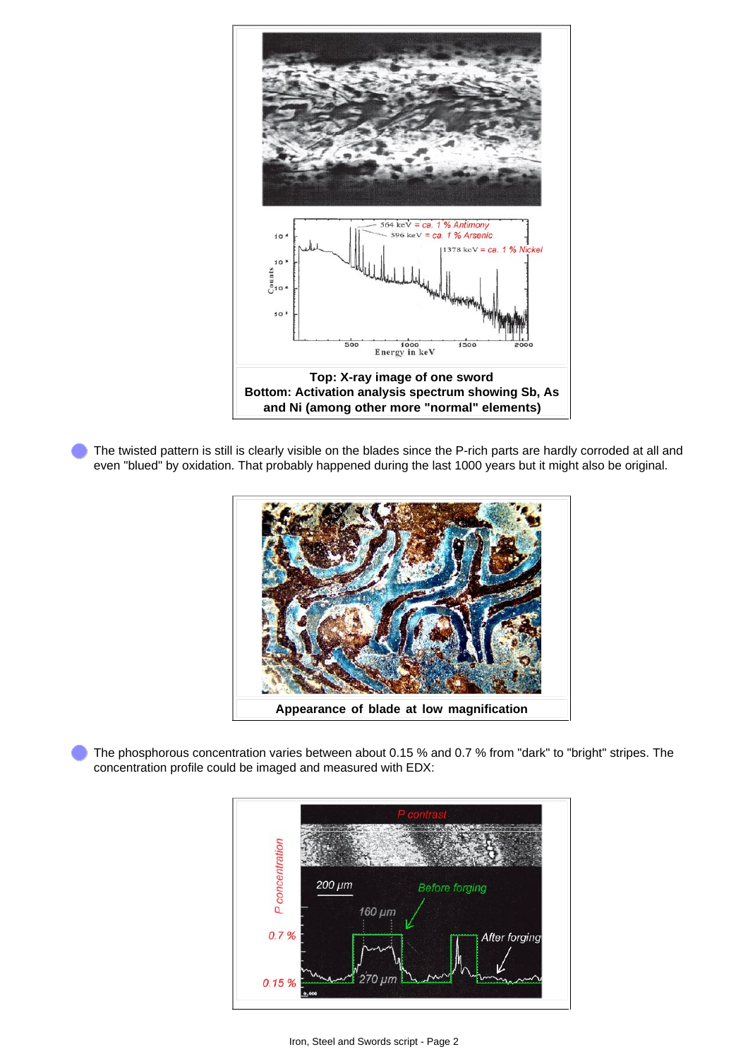Top: X-ray image of one sword
Bottom: Activation analysis spectrum showing Sb, As and Ni (among other more "normal" elements)

- The twisted pattern is still is clearly visible on the blades since the P-rich parts are hardly corroded at all and even "blued" by oxidation. That probably happened during the last 1000 years but it might also be original.

Appearance of blade at low magnification

- The phosphorous concentration varies between about 0.15 % and 0.7 % from "dark" to "bright" stripes. The concentration profile could be imaged and measured with EDX: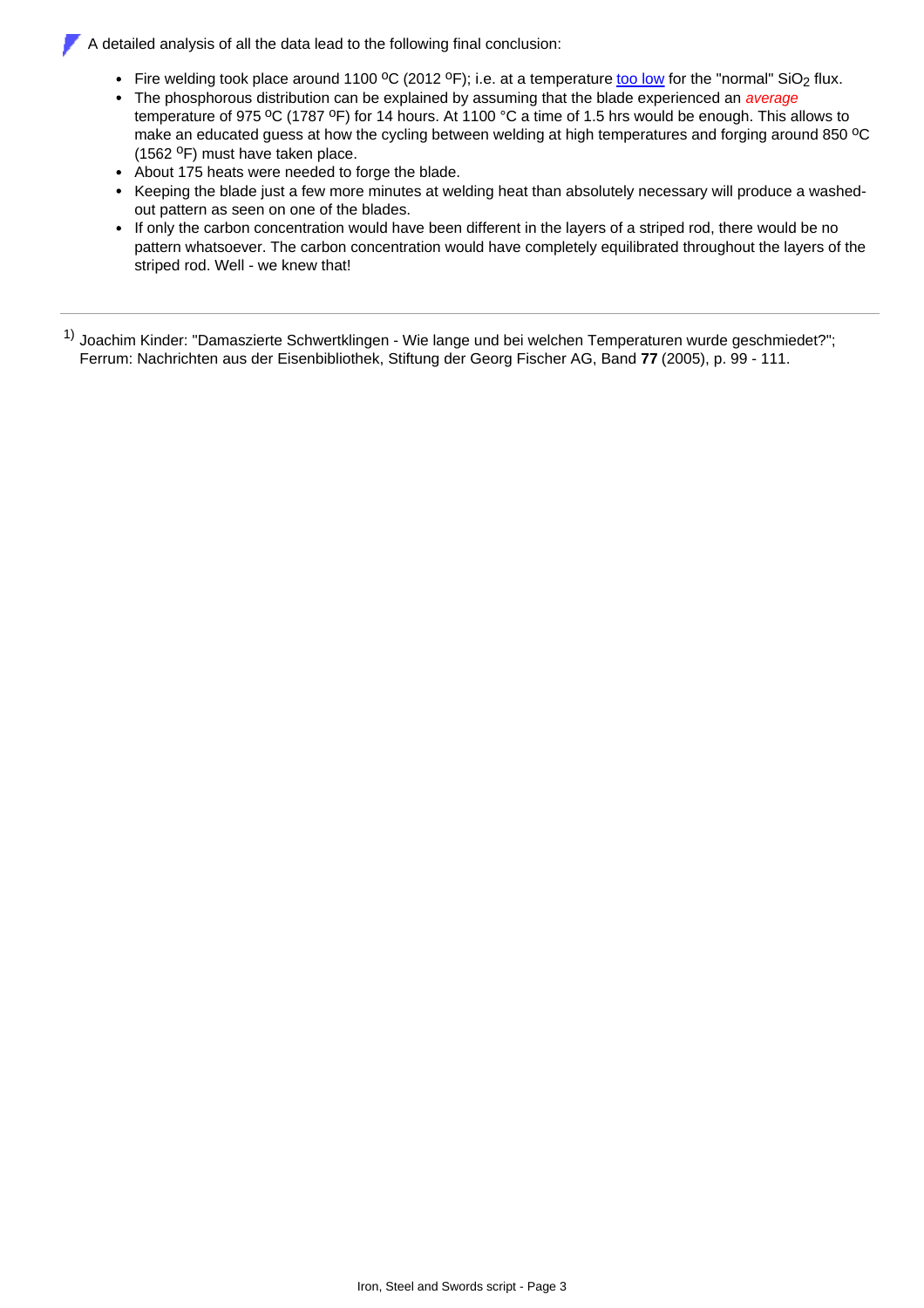A detailed analysis of all the data lead to the following final conclusion:

- Fire welding took place around 1100 $^oC$ (2012 $^oF$); i.e. at a temperature too low for the "normal" $SiO_2$ flux.
- The phosphorous distribution can be explained by assuming that the blade experienced an *average* temperature of 975 $^oC$ (1787 $^oF$) for 14 hours. At 1100 °C a time of 1.5 hrs would be enough. This allows to make an educated guess at how the cycling between welding at high temperatures and forging around 850 $^oC$ (1562 $^oF$) must have taken place.
- About 175 heats were needed to forge the blade.
- Keeping the blade just a few more minutes at welding heat than absolutely necessary will produce a washed-out pattern as seen on one of the blades.
- If only the carbon concentration would have been different in the layers of a striped rod, there would be no pattern whatsoever. The carbon concentration would have completely equilibrated throughout the layers of the striped rod. Well - we knew that!

---

[1] Joachim Kinder: "Damaszierte Schwertklingen - Wie lange und bei welchen Temperaturen wurde geschmiedet?"; Ferrum: Nachrichten aus der Eisenbibliothek, Stiftung der Georg Fischer AG, Band **77** (2005), p. 99 - 111.